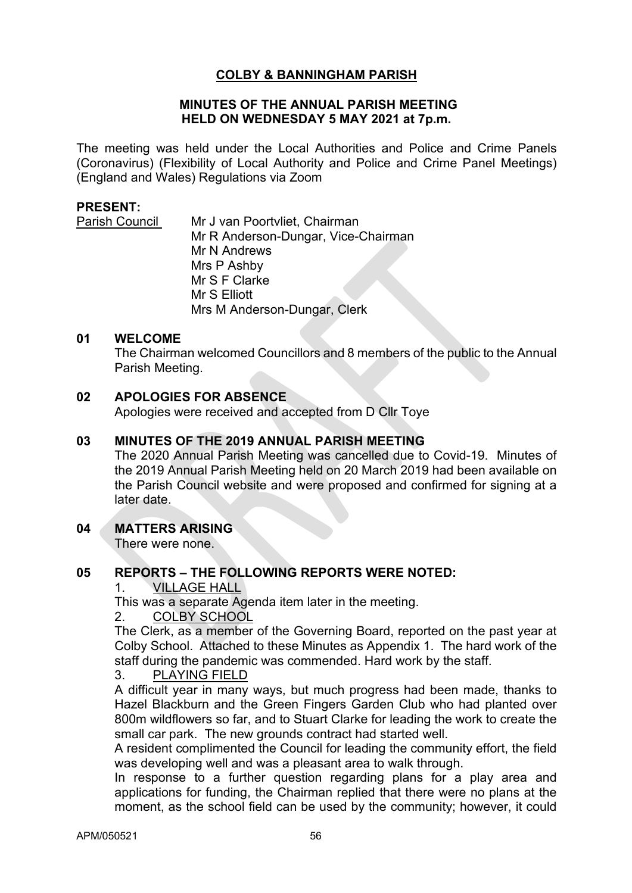# COLBY & BANNINGHAM PARISH

## MINUTES OF THE ANNUAL PARISH MEETING HELD ON WEDNESDAY 5 MAY 2021 at 7p.m.

The meeting was held under the Local Authorities and Police and Crime Panels (Coronavirus) (Flexibility of Local Authority and Police and Crime Panel Meetings) (England and Wales) Regulations via Zoom

**PRESENT:**

Parish Council
- Mr J van Poortvliet, Chairman
- Mr R Anderson-Dungar, Vice-Chairman
- Mr N Andrews
- Mrs P Ashby
- Mr S F Clarke
- Mr S Elliott
- Mrs M Anderson-Dungar, Clerk

### 01 WELCOME

The Chairman welcomed Councillors and 8 members of the public to the Annual Parish Meeting.

### 02 APOLOGIES FOR ABSENCE

Apologies were received and accepted from D Cllr Toye

### 03 MINUTES OF THE 2019 ANNUAL PARISH MEETING

The 2020 Annual Parish Meeting was cancelled due to Covid-19. Minutes of the 2019 Annual Parish Meeting held on 20 March 2019 had been available on the Parish Council website and were proposed and confirmed for signing at a later date.

### 04 MATTERS ARISING

There were none.

### 05 REPORTS – THE FOLLOWING REPORTS WERE NOTED:

1. VILLAGE HALL

This was a separate Agenda item later in the meeting.

2. COLBY SCHOOL

The Clerk, as a member of the Governing Board, reported on the past year at Colby School. Attached to these Minutes as Appendix 1. The hard work of the staff during the pandemic was commended. Hard work by the staff.

3. PLAYING FIELD

A difficult year in many ways, but much progress had been made, thanks to Hazel Blackburn and the Green Fingers Garden Club who had planted over 800m wildflowers so far, and to Stuart Clarke for leading the work to create the small car park. The new grounds contract had started well.

A resident complimented the Council for leading the community effort, the field was developing well and was a pleasant area to walk through.

In response to a further question regarding plans for a play area and applications for funding, the Chairman replied that there were no plans at the moment, as the school field can be used by the community; however, it could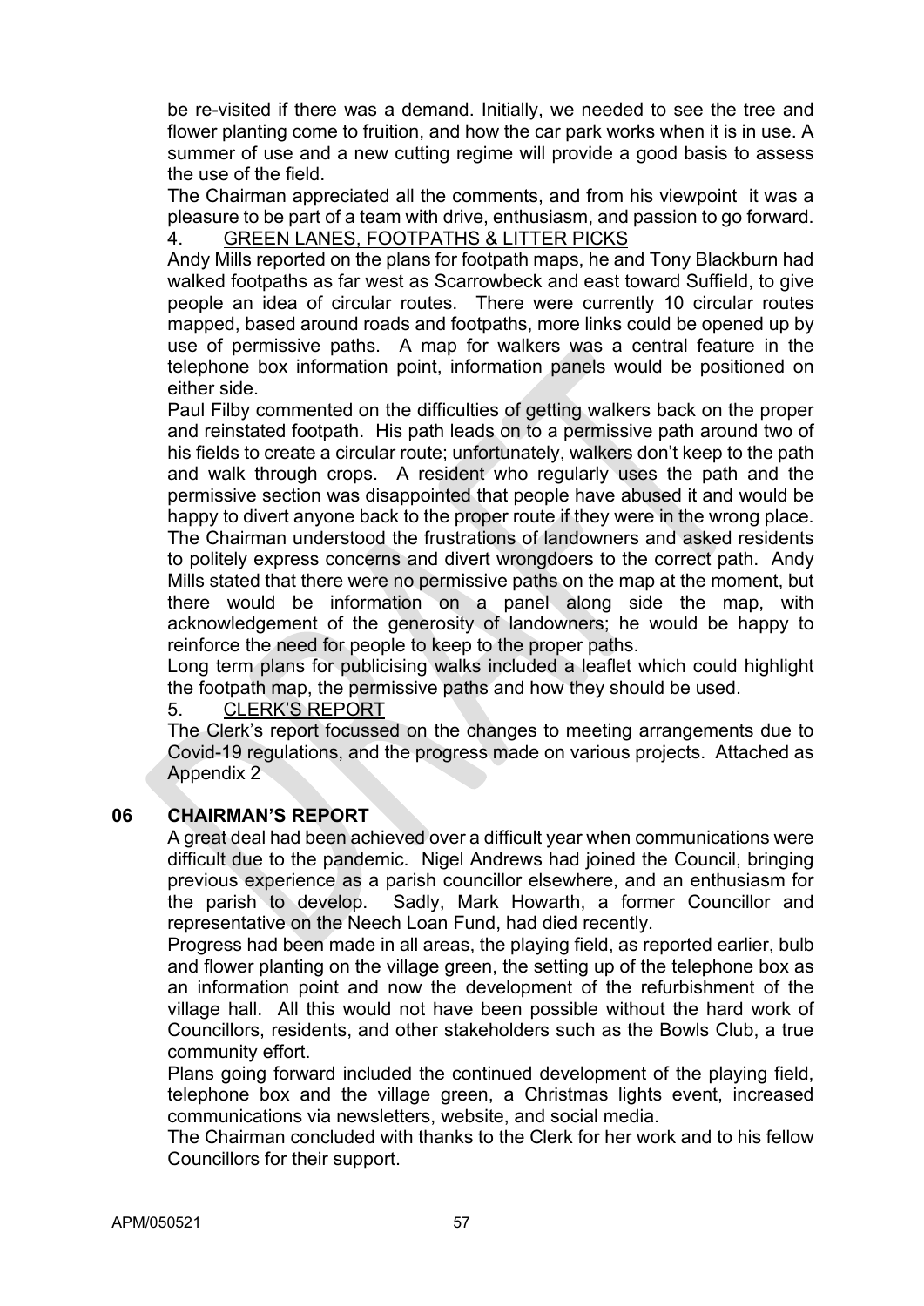be re-visited if there was a demand. Initially, we needed to see the tree and flower planting come to fruition, and how the car park works when it is in use. A summer of use and a new cutting regime will provide a good basis to assess the use of the field.

The Chairman appreciated all the comments, and from his viewpoint it was a pleasure to be part of a team with drive, enthusiasm, and passion to go forward.

4. GREEN LANES, FOOTPATHS & LITTER PICKS

Andy Mills reported on the plans for footpath maps, he and Tony Blackburn had walked footpaths as far west as Scarrowbeck and east toward Suffield, to give people an idea of circular routes. There were currently 10 circular routes mapped, based around roads and footpaths, more links could be opened up by use of permissive paths. A map for walkers was a central feature in the telephone box information point, information panels would be positioned on either side.

Paul Filby commented on the difficulties of getting walkers back on the proper and reinstated footpath. His path leads on to a permissive path around two of his fields to create a circular route; unfortunately, walkers don't keep to the path and walk through crops. A resident who regularly uses the path and the permissive section was disappointed that people have abused it and would be happy to divert anyone back to the proper route if they were in the wrong place. The Chairman understood the frustrations of landowners and asked residents to politely express concerns and divert wrongdoers to the correct path. Andy Mills stated that there were no permissive paths on the map at the moment, but there would be information on a panel along side the map, with acknowledgement of the generosity of landowners; he would be happy to reinforce the need for people to keep to the proper paths.

Long term plans for publicising walks included a leaflet which could highlight the footpath map, the permissive paths and how they should be used.

5. CLERK'S REPORT

The Clerk's report focussed on the changes to meeting arrangements due to Covid-19 regulations, and the progress made on various projects. Attached as Appendix 2

## 06 CHAIRMAN'S REPORT

A great deal had been achieved over a difficult year when communications were difficult due to the pandemic. Nigel Andrews had joined the Council, bringing previous experience as a parish councillor elsewhere, and an enthusiasm for the parish to develop. Sadly, Mark Howarth, a former Councillor and representative on the Neech Loan Fund, had died recently.

Progress had been made in all areas, the playing field, as reported earlier, bulb and flower planting on the village green, the setting up of the telephone box as an information point and now the development of the refurbishment of the village hall. All this would not have been possible without the hard work of Councillors, residents, and other stakeholders such as the Bowls Club, a true community effort.

Plans going forward included the continued development of the playing field, telephone box and the village green, a Christmas lights event, increased communications via newsletters, website, and social media.

The Chairman concluded with thanks to the Clerk for her work and to his fellow Councillors for their support.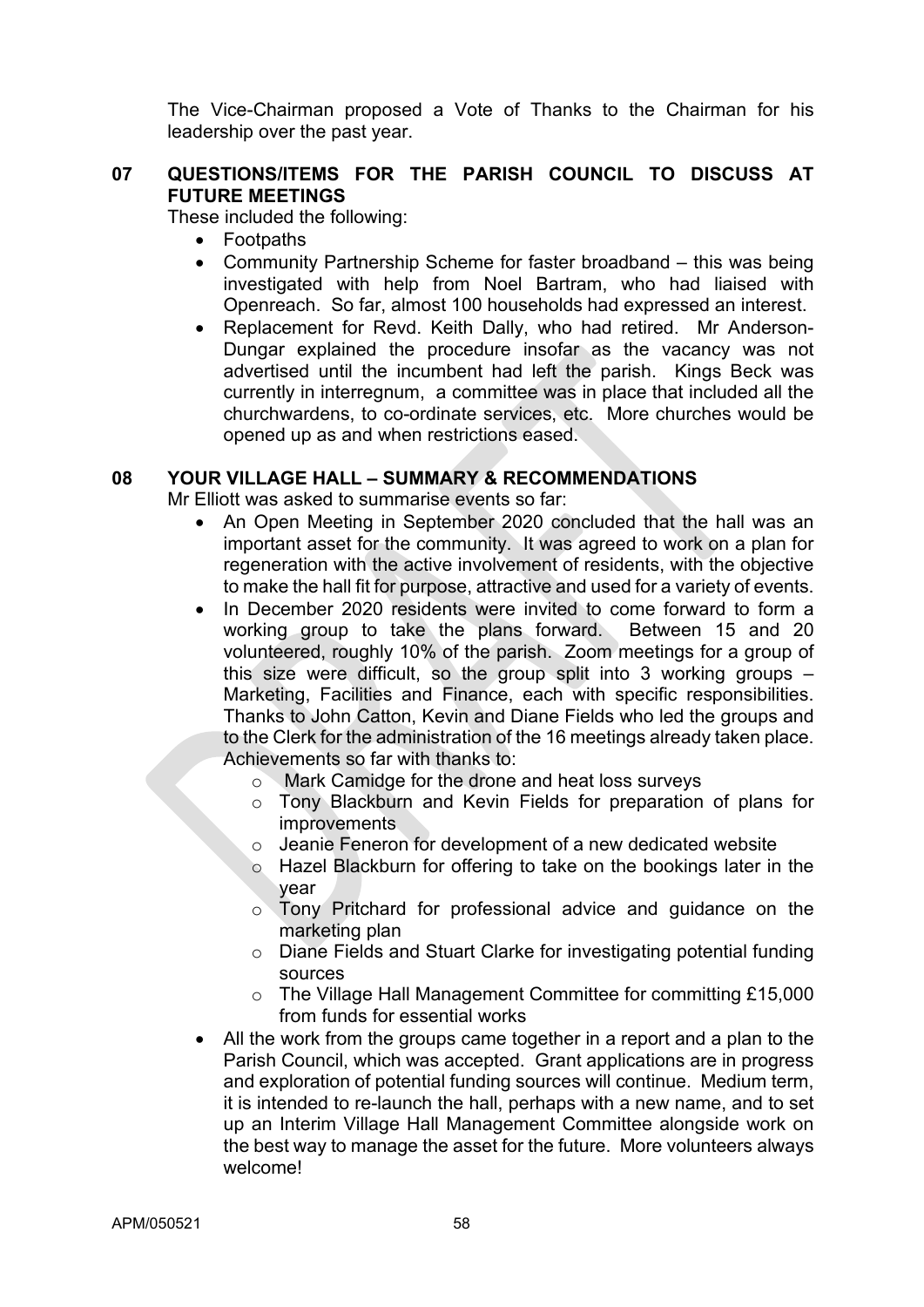The Vice-Chairman proposed a Vote of Thanks to the Chairman for his leadership over the past year.

## 07 QUESTIONS/ITEMS FOR THE PARISH COUNCIL TO DISCUSS AT FUTURE MEETINGS

These included the following:

- Footpaths
- Community Partnership Scheme for faster broadband – this was being investigated with help from Noel Bartram, who had liaised with Openreach. So far, almost 100 households had expressed an interest.
- Replacement for Revd. Keith Dally, who had retired. Mr Anderson-Dungar explained the procedure insofar as the vacancy was not advertised until the incumbent had left the parish. Kings Beck was currently in interregnum, a committee was in place that included all the churchwardens, to co-ordinate services, etc. More churches would be opened up as and when restrictions eased.

## 08 YOUR VILLAGE HALL – SUMMARY & RECOMMENDATIONS

Mr Elliott was asked to summarise events so far:

- An Open Meeting in September 2020 concluded that the hall was an important asset for the community. It was agreed to work on a plan for regeneration with the active involvement of residents, with the objective to make the hall fit for purpose, attractive and used for a variety of events.
- In December 2020 residents were invited to come forward to form a working group to take the plans forward. Between 15 and 20 volunteered, roughly 10% of the parish. Zoom meetings for a group of this size were difficult, so the group split into 3 working groups – Marketing, Facilities and Finance, each with specific responsibilities. Thanks to John Catton, Kevin and Diane Fields who led the groups and to the Clerk for the administration of the 16 meetings already taken place. Achievements so far with thanks to:
  - Mark Camidge for the drone and heat loss surveys
  - Tony Blackburn and Kevin Fields for preparation of plans for improvements
  - Jeanie Feneron for development of a new dedicated website
  - Hazel Blackburn for offering to take on the bookings later in the year
  - Tony Pritchard for professional advice and guidance on the marketing plan
  - Diane Fields and Stuart Clarke for investigating potential funding sources
  - The Village Hall Management Committee for committing £15,000 from funds for essential works
- All the work from the groups came together in a report and a plan to the Parish Council, which was accepted. Grant applications are in progress and exploration of potential funding sources will continue. Medium term, it is intended to re-launch the hall, perhaps with a new name, and to set up an Interim Village Hall Management Committee alongside work on the best way to manage the asset for the future. More volunteers always welcome!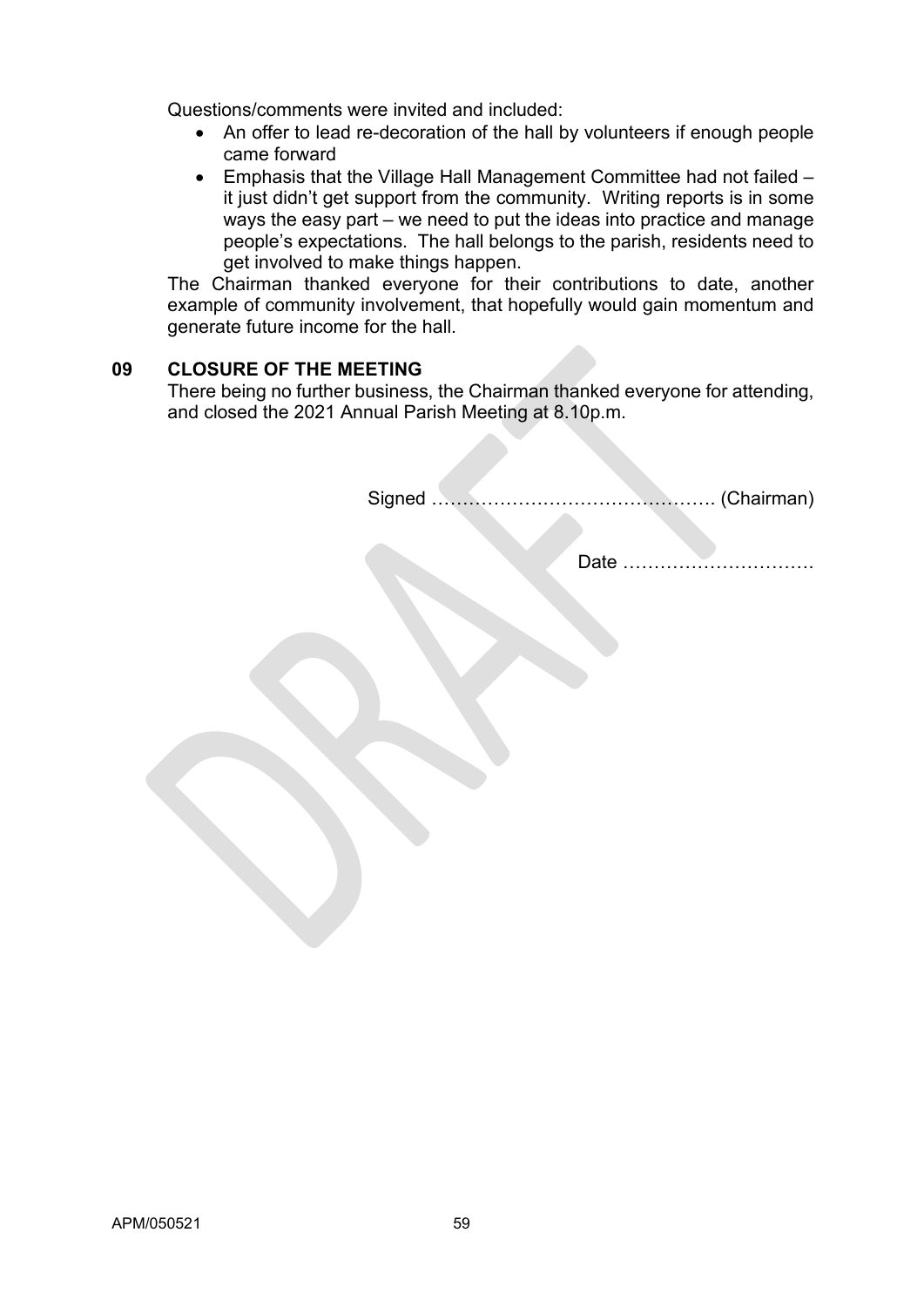Questions/comments were invited and included:

- An offer to lead re-decoration of the hall by volunteers if enough people came forward
- Emphasis that the Village Hall Management Committee had not failed – it just didn't get support from the community. Writing reports is in some ways the easy part – we need to put the ideas into practice and manage people's expectations. The hall belongs to the parish, residents need to get involved to make things happen.

The Chairman thanked everyone for their contributions to date, another example of community involvement, that hopefully would gain momentum and generate future income for the hall.

## 09 CLOSURE OF THE MEETING

There being no further business, the Chairman thanked everyone for attending, and closed the 2021 Annual Parish Meeting at 8.10p.m.

Signed ………………………………………. (Chairman)

Date …………………………

APM/050521